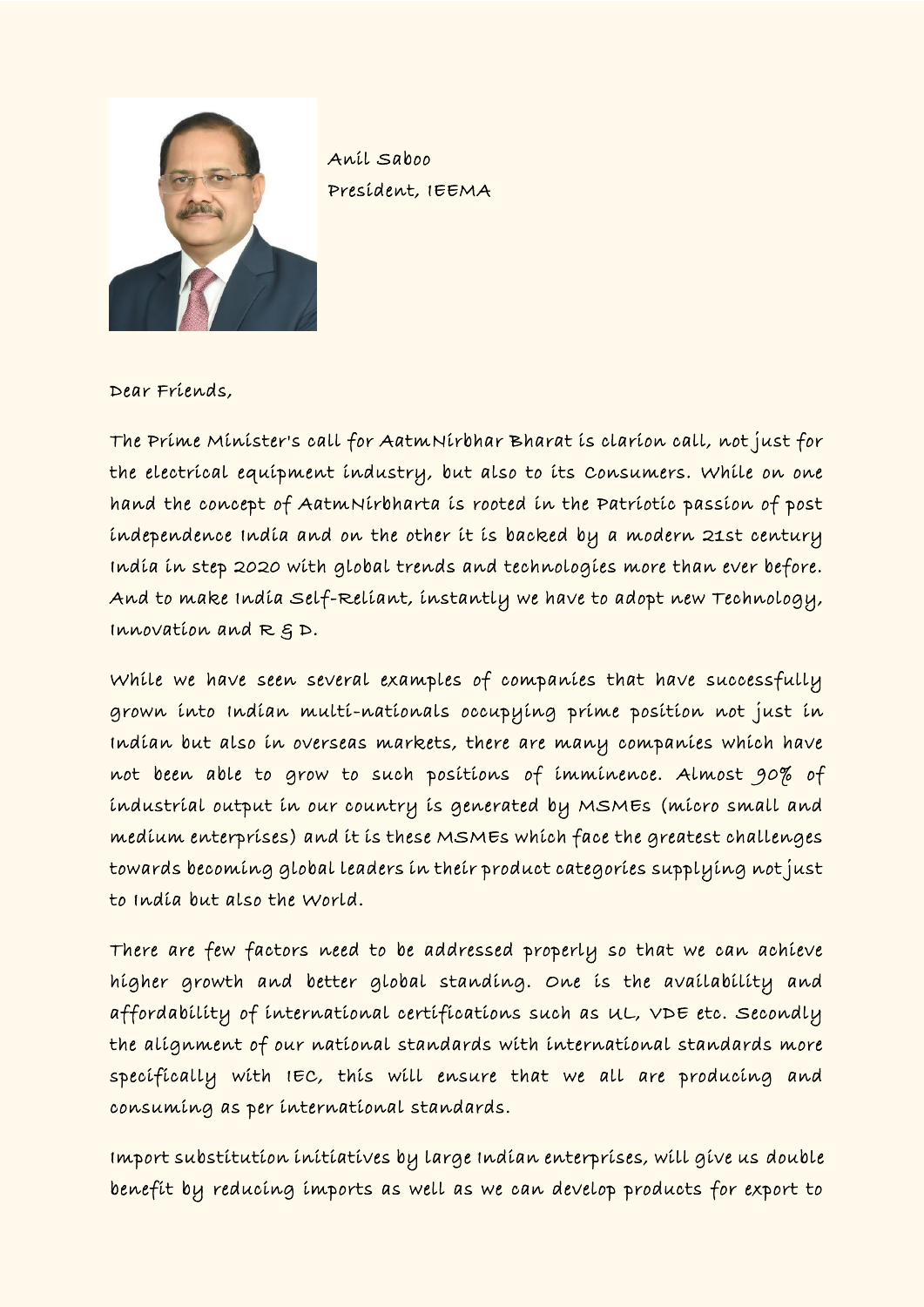Anil Saboo
President, IEEMA

Dear Friends,

The Prime Minister's call for AatmNirbhar Bharat is clarion call, not just for the electrical equipment industry, but also to its Consumers. While on one hand the concept of AatmNirbharta is rooted in the Patriotic passion of post independence India and on the other it is backed by a modern 21st century India in step 2020 with global trends and technologies more than ever before. And to make India Self-Reliant, instantly we have to adopt new Technology, Innovation and R & D.

While we have seen several examples of companies that have successfully grown into Indian multi-nationals occupying prime position not just in Indian but also in overseas markets, there are many companies which have not been able to grow to such positions of imminence. Almost 90% of industrial output in our country is generated by MSMEs (micro small and medium enterprises) and it is these MSMEs which face the greatest challenges towards becoming global leaders in their product categories supplying not just to India but also the World.

There are few factors need to be addressed properly so that we can achieve higher growth and better global standing. One is the availability and affordability of international certifications such as UL, VDE etc. Secondly the alignment of our national standards with international standards more specifically with IEC, this will ensure that we all are producing and consuming as per international standards.

Import substitution initiatives by large Indian enterprises, will give us double benefit by reducing imports as well as we can develop products for export to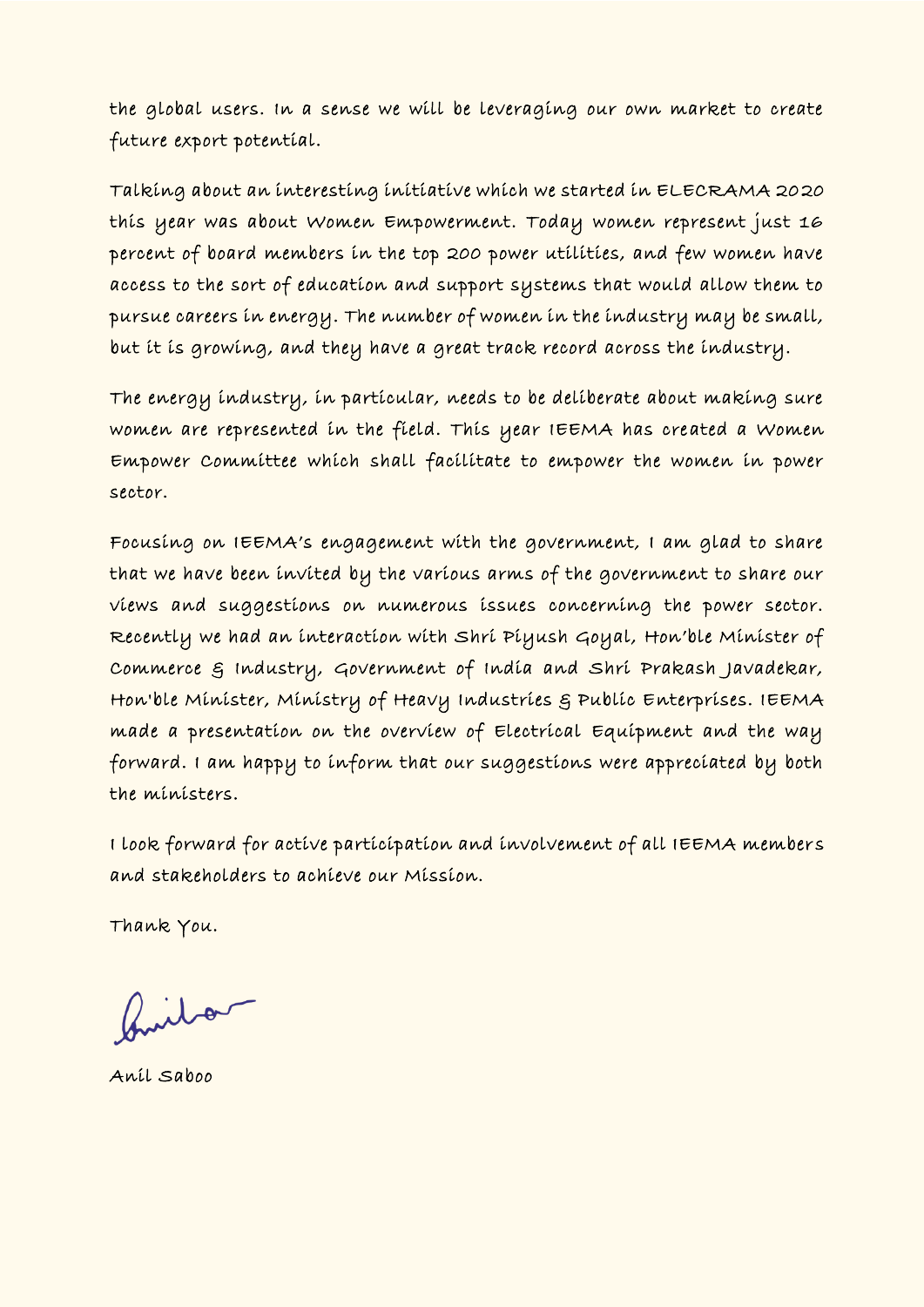the global users. In a sense we will be leveraging our own market to create future export potential.

Talking about an interesting initiative which we started in ELECRAMA 2020 this year was about Women Empowerment. Today women represent just 16 percent of board members in the top 200 power utilities, and few women have access to the sort of education and support systems that would allow them to pursue careers in energy. The number of women in the industry may be small, but it is growing, and they have a great track record across the industry.

The energy industry, in particular, needs to be deliberate about making sure women are represented in the field. This year IEEMA has created a Women Empower Committee which shall facilitate to empower the women in power sector.

Focusing on IEEMA's engagement with the government, I am glad to share that we have been invited by the various arms of the government to share our views and suggestions on numerous issues concerning the power sector. Recently we had an interaction with Shri Piyush Goyal, Hon'ble Minister of Commerce & Industry, Government of India and Shri Prakash Javadekar, Hon'ble Minister, Ministry of Heavy Industries & Public Enterprises. IEEMA made a presentation on the overview of Electrical Equipment and the way forward. I am happy to inform that our suggestions were appreciated by both the ministers.

I look forward for active participation and involvement of all IEEMA members and stakeholders to achieve our Mission.

Thank You.

Anil Saboo